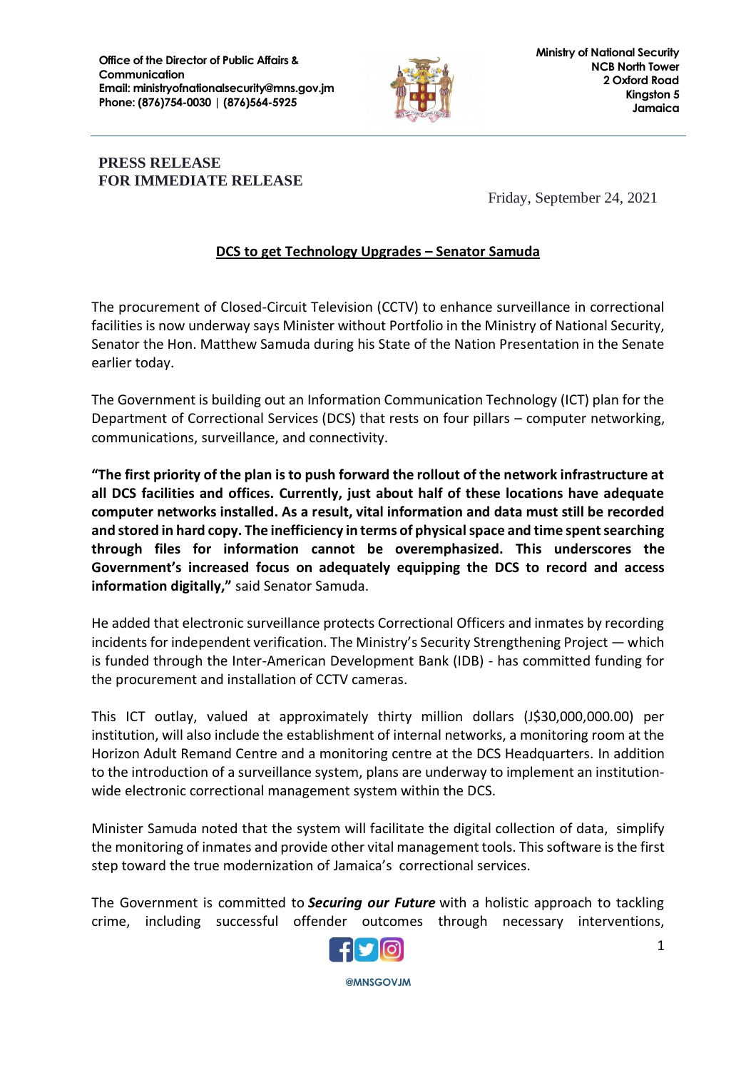Office of the Director of Public Affairs & Communication
Email: ministryofnationalsecurity@mns.gov.jm
Phone: (876)754-0030 | (876)564-5925

Ministry of National Security
NCB North Tower
2 Oxford Road
Kingston 5
Jamaica

**PRESS RELEASE**
**FOR IMMEDIATE RELEASE**

Friday, September 24, 2021

## DCS to get Technology Upgrades – Senator Samuda

The procurement of Closed-Circuit Television (CCTV) to enhance surveillance in correctional facilities is now underway says Minister without Portfolio in the Ministry of National Security, Senator the Hon. Matthew Samuda during his State of the Nation Presentation in the Senate earlier today.

The Government is building out an Information Communication Technology (ICT) plan for the Department of Correctional Services (DCS) that rests on four pillars – computer networking, communications, surveillance, and connectivity.

**"The first priority of the plan is to push forward the rollout of the network infrastructure at all DCS facilities and offices. Currently, just about half of these locations have adequate computer networks installed. As a result, vital information and data must still be recorded and stored in hard copy. The inefficiency in terms of physical space and time spent searching through files for information cannot be overemphasized. This underscores the Government's increased focus on adequately equipping the DCS to record and access information digitally,"** said Senator Samuda.

He added that electronic surveillance protects Correctional Officers and inmates by recording incidents for independent verification. The Ministry's Security Strengthening Project — which is funded through the Inter-American Development Bank (IDB) - has committed funding for the procurement and installation of CCTV cameras.

This ICT outlay, valued at approximately thirty million dollars (J$30,000,000.00) per institution, will also include the establishment of internal networks, a monitoring room at the Horizon Adult Remand Centre and a monitoring centre at the DCS Headquarters. In addition to the introduction of a surveillance system, plans are underway to implement an institution-wide electronic correctional management system within the DCS.

Minister Samuda noted that the system will facilitate the digital collection of data, simplify the monitoring of inmates and provide other vital management tools. This software is the first step toward the true modernization of Jamaica's correctional services.

The Government is committed to ***Securing our Future*** with a holistic approach to tackling crime, including successful offender outcomes through necessary interventions,

@MNSGOVJM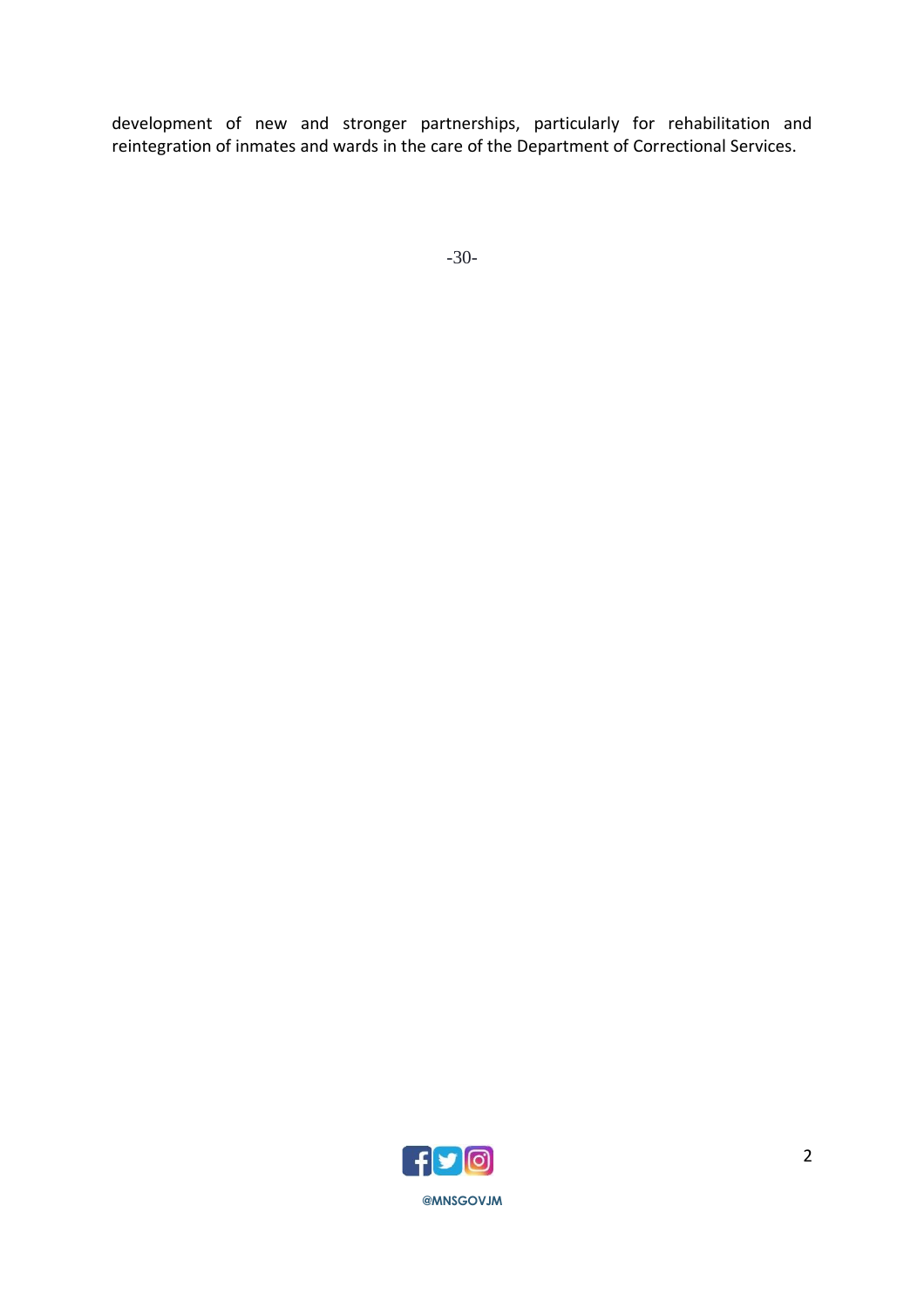development of new and stronger partnerships, particularly for rehabilitation and reintegration of inmates and wards in the care of the Department of Correctional Services.

-30-

@MNSGOVJM